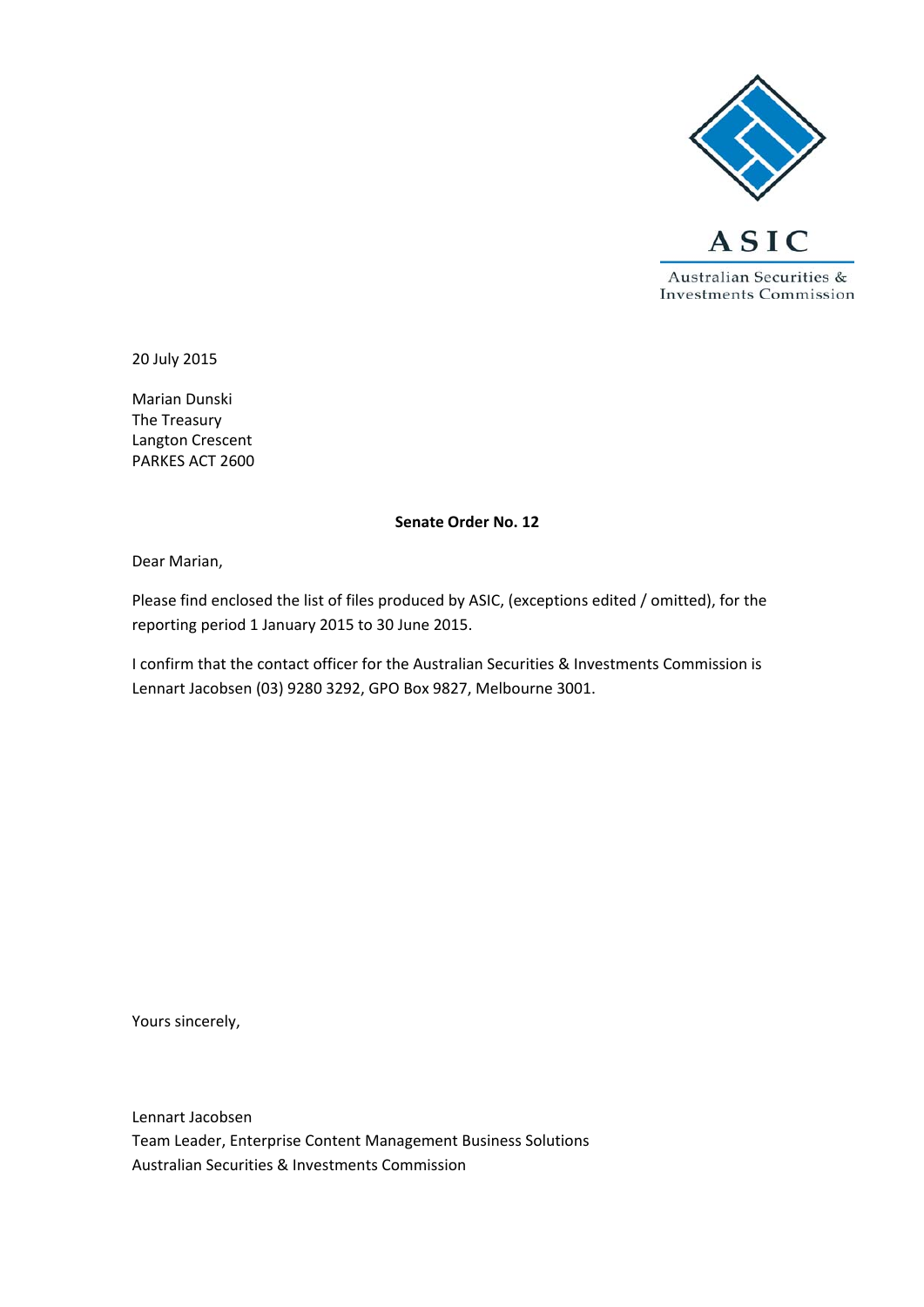ASIC

Australian Securities & Investments Commission

20 July 2015

Marian Dunski
The Treasury
Langton Crescent
PARKES ACT 2600

**Senate Order No. 12**

Dear Marian,

Please find enclosed the list of files produced by ASIC, (exceptions edited / omitted), for the reporting period 1 January 2015 to 30 June 2015.

I confirm that the contact officer for the Australian Securities & Investments Commission is Lennart Jacobsen (03) 9280 3292, GPO Box 9827, Melbourne 3001.

Yours sincerely,

Lennart Jacobsen
Team Leader, Enterprise Content Management Business Solutions
Australian Securities & Investments Commission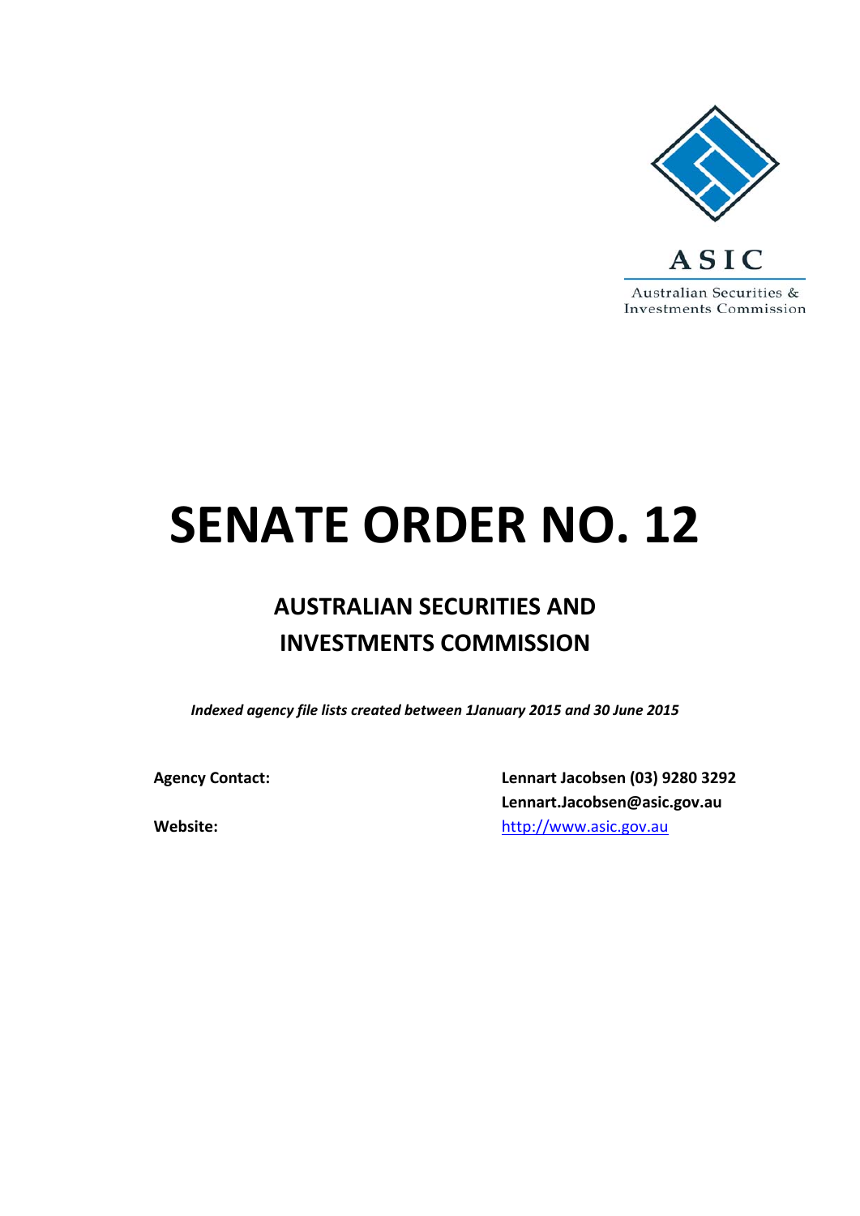ASIC

Australian Securities & Investments Commission

# SENATE ORDER NO. 12

## AUSTRALIAN SECURITIES AND INVESTMENTS COMMISSION

*Indexed agency file lists created between 1January 2015 and 30 June 2015*

| | |
|---|---|
| **Agency Contact:** | **Lennart Jacobsen (03) 9280 3292** |
| | **Lennart.Jacobsen@asic.gov.au** |
| **Website:** | http://www.asic.gov.au |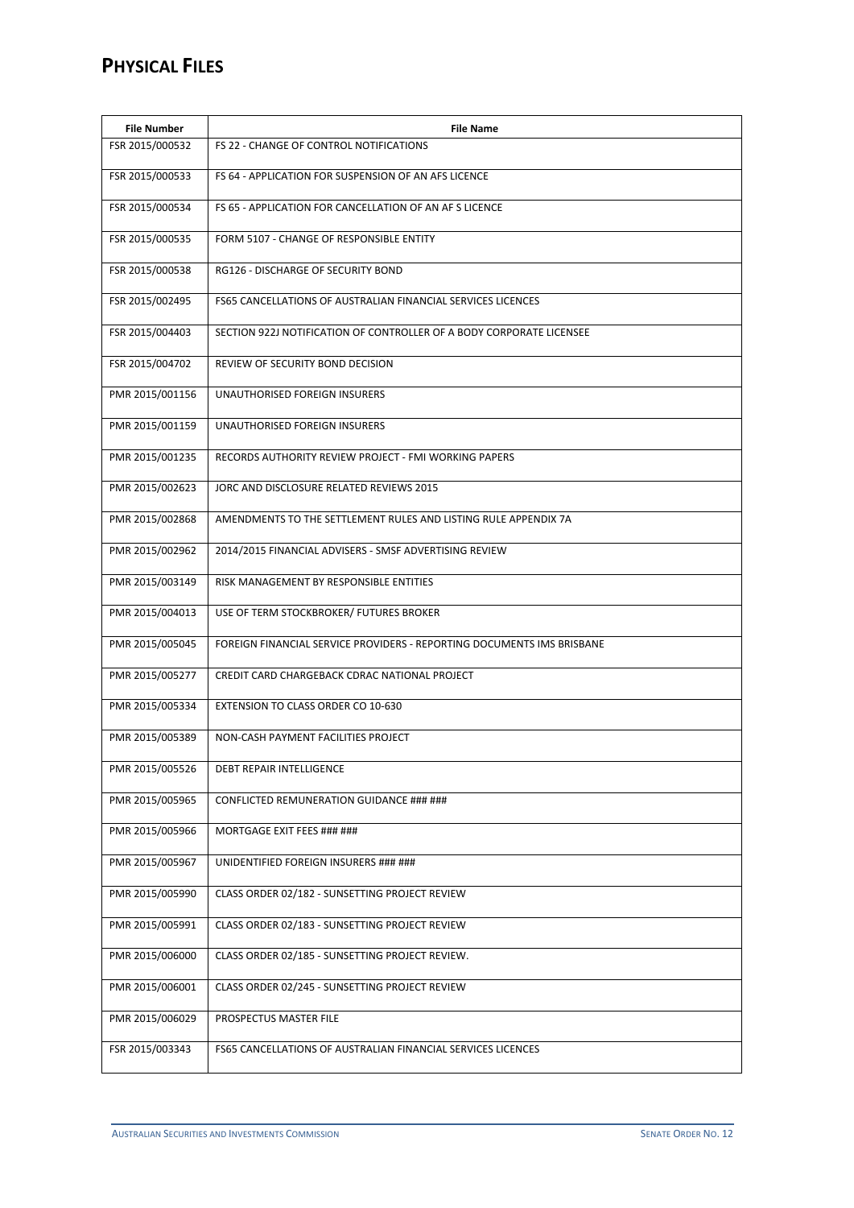# PHYSICAL FILES

| File Number | File Name |
|---|---|
| FSR 2015/000532 | FS 22 - CHANGE OF CONTROL NOTIFICATIONS |
| FSR 2015/000533 | FS 64 - APPLICATION FOR SUSPENSION OF AN AFS LICENCE |
| FSR 2015/000534 | FS 65 - APPLICATION FOR CANCELLATION OF AN AF S LICENCE |
| FSR 2015/000535 | FORM 5107 - CHANGE OF RESPONSIBLE ENTITY |
| FSR 2015/000538 | RG126 - DISCHARGE OF SECURITY BOND |
| FSR 2015/002495 | FS65 CANCELLATIONS OF AUSTRALIAN FINANCIAL SERVICES LICENCES |
| FSR 2015/004403 | SECTION 922J NOTIFICATION OF CONTROLLER OF A BODY CORPORATE LICENSEE |
| FSR 2015/004702 | REVIEW OF SECURITY BOND DECISION |
| PMR 2015/001156 | UNAUTHORISED FOREIGN INSURERS |
| PMR 2015/001159 | UNAUTHORISED FOREIGN INSURERS |
| PMR 2015/001235 | RECORDS AUTHORITY REVIEW PROJECT - FMI WORKING PAPERS |
| PMR 2015/002623 | JORC AND DISCLOSURE RELATED REVIEWS 2015 |
| PMR 2015/002868 | AMENDMENTS TO THE SETTLEMENT RULES AND LISTING RULE APPENDIX 7A |
| PMR 2015/002962 | 2014/2015 FINANCIAL ADVISERS - SMSF ADVERTISING REVIEW |
| PMR 2015/003149 | RISK MANAGEMENT BY RESPONSIBLE ENTITIES |
| PMR 2015/004013 | USE OF TERM STOCKBROKER/ FUTURES BROKER |
| PMR 2015/005045 | FOREIGN FINANCIAL SERVICE PROVIDERS - REPORTING DOCUMENTS IMS BRISBANE |
| PMR 2015/005277 | CREDIT CARD CHARGEBACK CDRAC NATIONAL PROJECT |
| PMR 2015/005334 | EXTENSION TO CLASS ORDER CO 10-630 |
| PMR 2015/005389 | NON-CASH PAYMENT FACILITIES PROJECT |
| PMR 2015/005526 | DEBT REPAIR INTELLIGENCE |
| PMR 2015/005965 | CONFLICTED REMUNERATION GUIDANCE ### ### |
| PMR 2015/005966 | MORTGAGE EXIT FEES ### ### |
| PMR 2015/005967 | UNIDENTIFIED FOREIGN INSURERS ### ### |
| PMR 2015/005990 | CLASS ORDER 02/182 - SUNSETTING PROJECT REVIEW |
| PMR 2015/005991 | CLASS ORDER 02/183 - SUNSETTING PROJECT REVIEW |
| PMR 2015/006000 | CLASS ORDER 02/185 - SUNSETTING PROJECT REVIEW. |
| PMR 2015/006001 | CLASS ORDER 02/245 - SUNSETTING PROJECT REVIEW |
| PMR 2015/006029 | PROSPECTUS MASTER FILE |
| FSR 2015/003343 | FS65 CANCELLATIONS OF AUSTRALIAN FINANCIAL SERVICES LICENCES |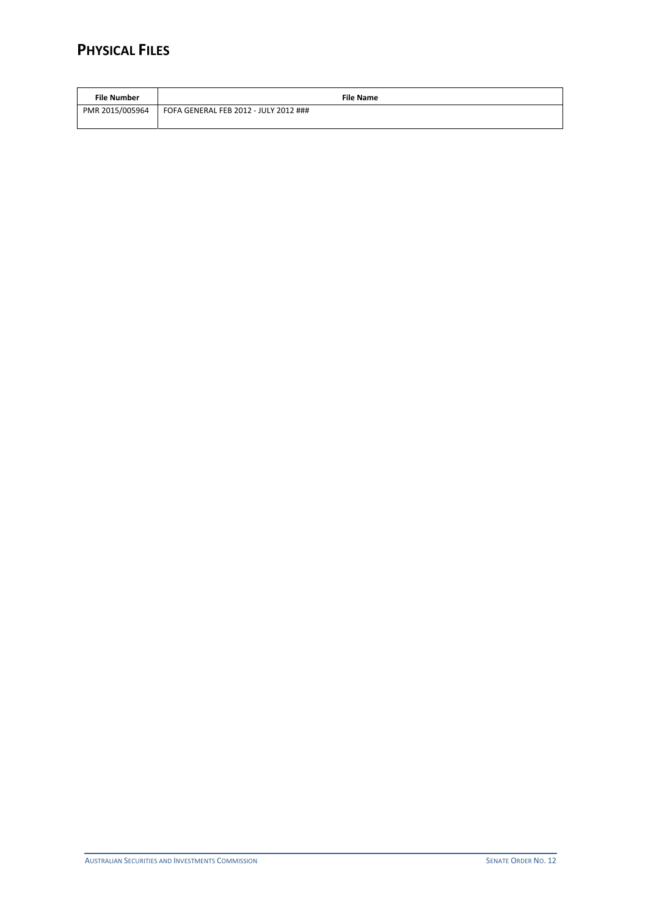# PHYSICAL FILES

| File Number | File Name |
|---|---|
| PMR 2015/005964 | FOFA GENERAL FEB 2012 - JULY 2012 ### |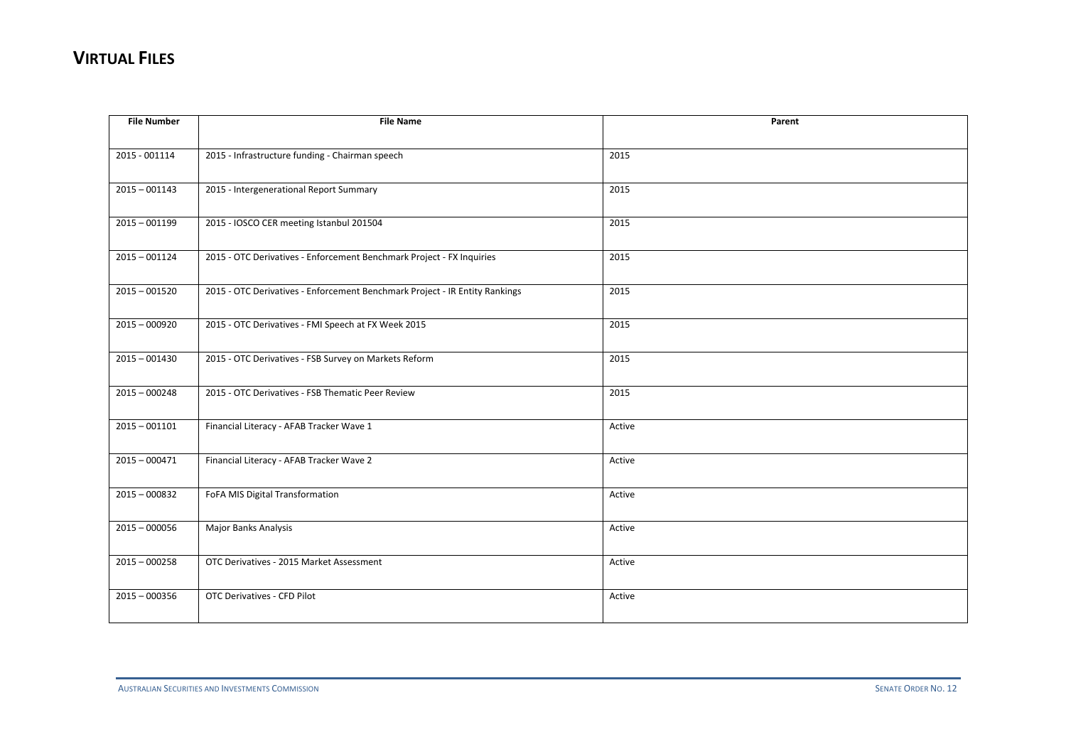# VIRTUAL FILES

| File Number | File Name | Parent |
|---|---|---|
| 2015 - 001114 | 2015 - Infrastructure funding - Chairman speech | 2015 |
| 2015 – 001143 | 2015 - Intergenerational Report Summary | 2015 |
| 2015 – 001199 | 2015 - IOSCO CER meeting Istanbul 201504 | 2015 |
| 2015 – 001124 | 2015 - OTC Derivatives - Enforcement Benchmark Project - FX Inquiries | 2015 |
| 2015 – 001520 | 2015 - OTC Derivatives - Enforcement Benchmark Project - IR Entity Rankings | 2015 |
| 2015 – 000920 | 2015 - OTC Derivatives - FMI Speech at FX Week 2015 | 2015 |
| 2015 – 001430 | 2015 - OTC Derivatives - FSB Survey on Markets Reform | 2015 |
| 2015 – 000248 | 2015 - OTC Derivatives - FSB Thematic Peer Review | 2015 |
| 2015 – 001101 | Financial Literacy - AFAB Tracker Wave 1 | Active |
| 2015 – 000471 | Financial Literacy - AFAB Tracker Wave 2 | Active |
| 2015 – 000832 | FoFA MIS Digital Transformation | Active |
| 2015 – 000056 | Major Banks Analysis | Active |
| 2015 – 000258 | OTC Derivatives - 2015 Market Assessment | Active |
| 2015 – 000356 | OTC Derivatives - CFD Pilot | Active |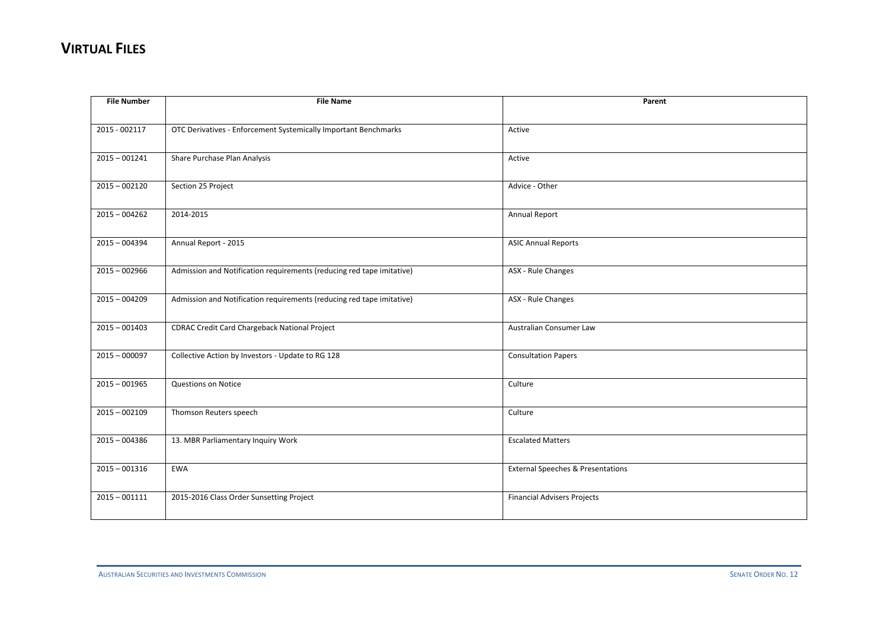# VIRTUAL FILES

| File Number | File Name | Parent |
|---|---|---|
| 2015 - 002117 | OTC Derivatives - Enforcement Systemically Important Benchmarks | Active |
| 2015 – 001241 | Share Purchase Plan Analysis | Active |
| 2015 – 002120 | Section 25 Project | Advice - Other |
| 2015 – 004262 | 2014-2015 | Annual Report |
| 2015 – 004394 | Annual Report - 2015 | ASIC Annual Reports |
| 2015 – 002966 | Admission and Notification requirements (reducing red tape imitative) | ASX - Rule Changes |
| 2015 – 004209 | Admission and Notification requirements (reducing red tape imitative) | ASX - Rule Changes |
| 2015 – 001403 | CDRAC Credit Card Chargeback National Project | Australian Consumer Law |
| 2015 – 000097 | Collective Action by Investors - Update to RG 128 | Consultation Papers |
| 2015 – 001965 | Questions on Notice | Culture |
| 2015 – 002109 | Thomson Reuters speech | Culture |
| 2015 – 004386 | 13. MBR Parliamentary Inquiry Work | Escalated Matters |
| 2015 – 001316 | EWA | External Speeches & Presentations |
| 2015 – 001111 | 2015-2016 Class Order Sunsetting Project | Financial Advisers Projects |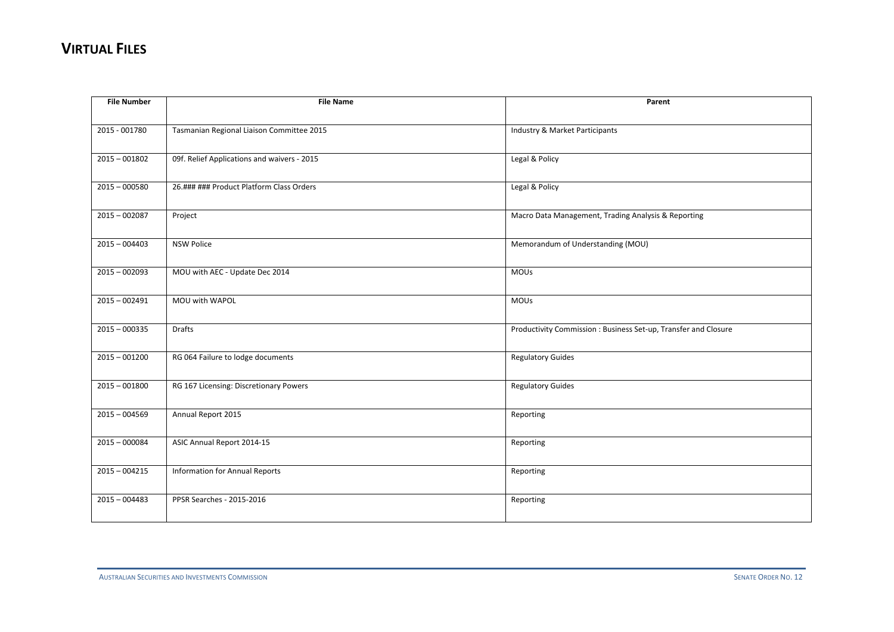## VIRTUAL FILES

| File Number | File Name | Parent |
|---|---|---|
| 2015 - 001780 | Tasmanian Regional Liaison Committee 2015 | Industry & Market Participants |
| 2015 – 001802 | 09f. Relief Applications and waivers - 2015 | Legal & Policy |
| 2015 – 000580 | 26.### ### Product Platform Class Orders | Legal & Policy |
| 2015 – 002087 | Project | Macro Data Management, Trading Analysis & Reporting |
| 2015 – 004403 | NSW Police | Memorandum of Understanding (MOU) |
| 2015 – 002093 | MOU with AEC - Update Dec 2014 | MOUs |
| 2015 – 002491 | MOU with WAPOL | MOUs |
| 2015 – 000335 | Drafts | Productivity Commission : Business Set-up, Transfer and Closure |
| 2015 – 001200 | RG 064 Failure to lodge documents | Regulatory Guides |
| 2015 – 001800 | RG 167 Licensing: Discretionary Powers | Regulatory Guides |
| 2015 – 004569 | Annual Report 2015 | Reporting |
| 2015 – 000084 | ASIC Annual Report 2014-15 | Reporting |
| 2015 – 004215 | Information for Annual Reports | Reporting |
| 2015 – 004483 | PPSR Searches - 2015-2016 | Reporting |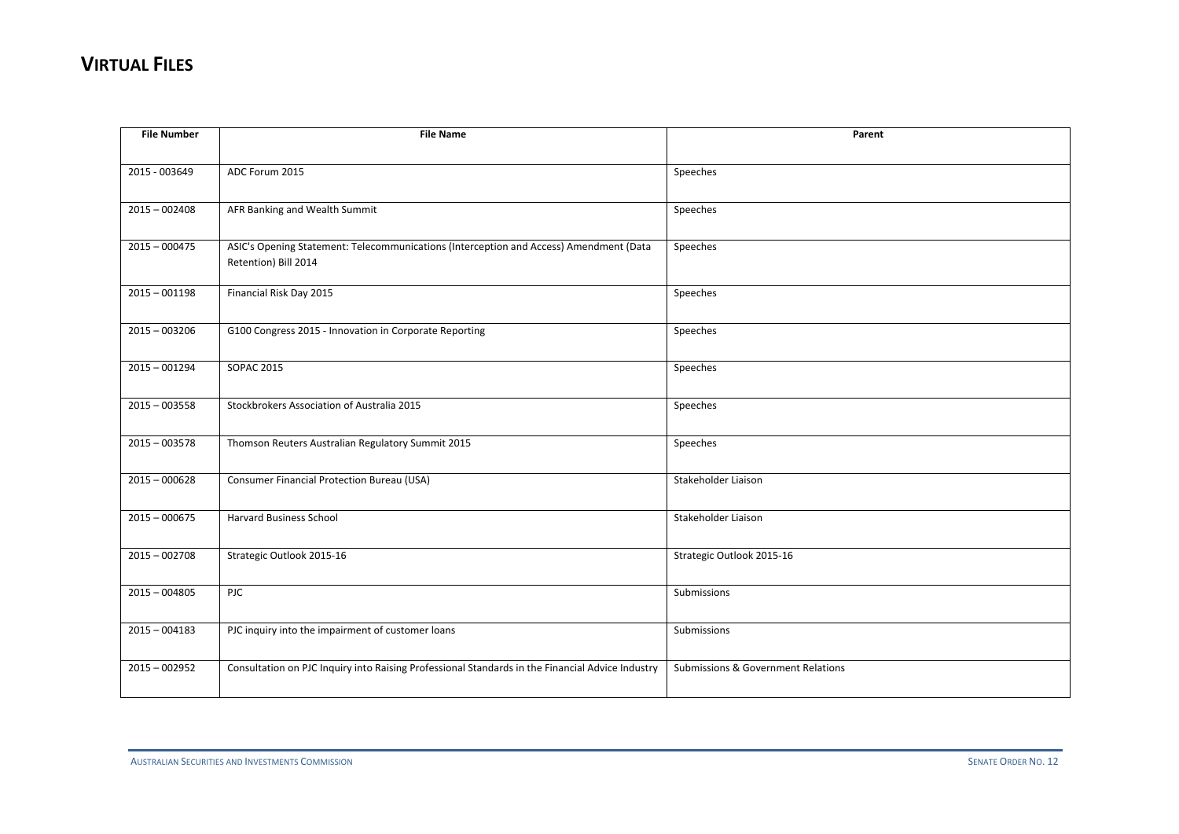## VIRTUAL FILES

| File Number | File Name | Parent |
|---|---|---|
| 2015 - 003649 | ADC Forum 2015 | Speeches |
| 2015 – 002408 | AFR Banking and Wealth Summit | Speeches |
| 2015 – 000475 | ASIC's Opening Statement: Telecommunications (Interception and Access) Amendment (Data Retention) Bill 2014 | Speeches |
| 2015 – 001198 | Financial Risk Day 2015 | Speeches |
| 2015 – 003206 | G100 Congress 2015 - Innovation in Corporate Reporting | Speeches |
| 2015 – 001294 | SOPAC 2015 | Speeches |
| 2015 – 003558 | Stockbrokers Association of Australia 2015 | Speeches |
| 2015 – 003578 | Thomson Reuters Australian Regulatory Summit 2015 | Speeches |
| 2015 – 000628 | Consumer Financial Protection Bureau (USA) | Stakeholder Liaison |
| 2015 – 000675 | Harvard Business School | Stakeholder Liaison |
| 2015 – 002708 | Strategic Outlook 2015-16 | Strategic Outlook 2015-16 |
| 2015 – 004805 | PJC | Submissions |
| 2015 – 004183 | PJC inquiry into the impairment of customer loans | Submissions |
| 2015 – 002952 | Consultation on PJC Inquiry into Raising Professional Standards in the Financial Advice Industry | Submissions & Government Relations |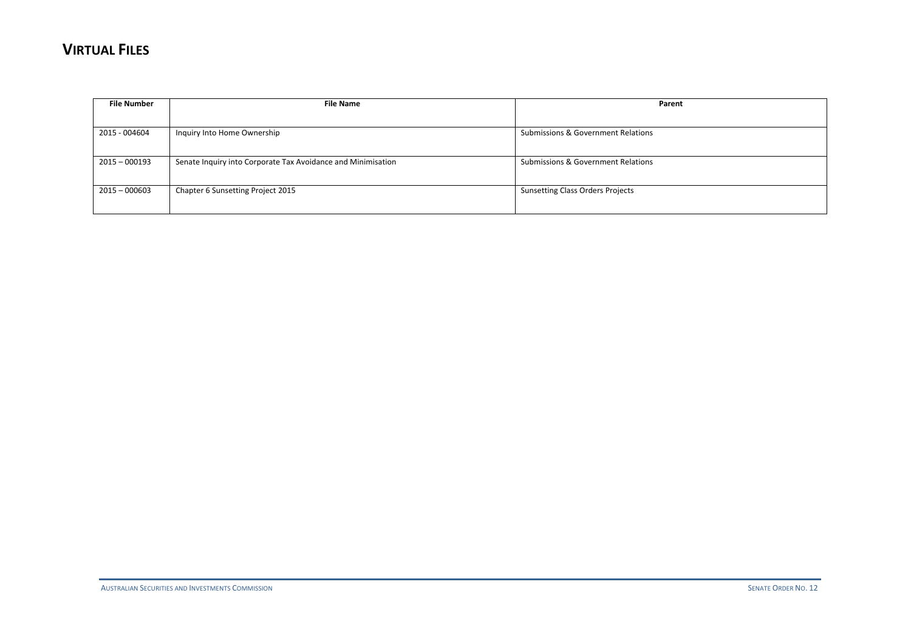# VIRTUAL FILES

| File Number | File Name | Parent |
|---|---|---|
| 2015 - 004604 | Inquiry Into Home Ownership | Submissions & Government Relations |
| 2015 – 000193 | Senate Inquiry into Corporate Tax Avoidance and Minimisation | Submissions & Government Relations |
| 2015 – 000603 | Chapter 6 Sunsetting Project 2015 | Sunsetting Class Orders Projects |